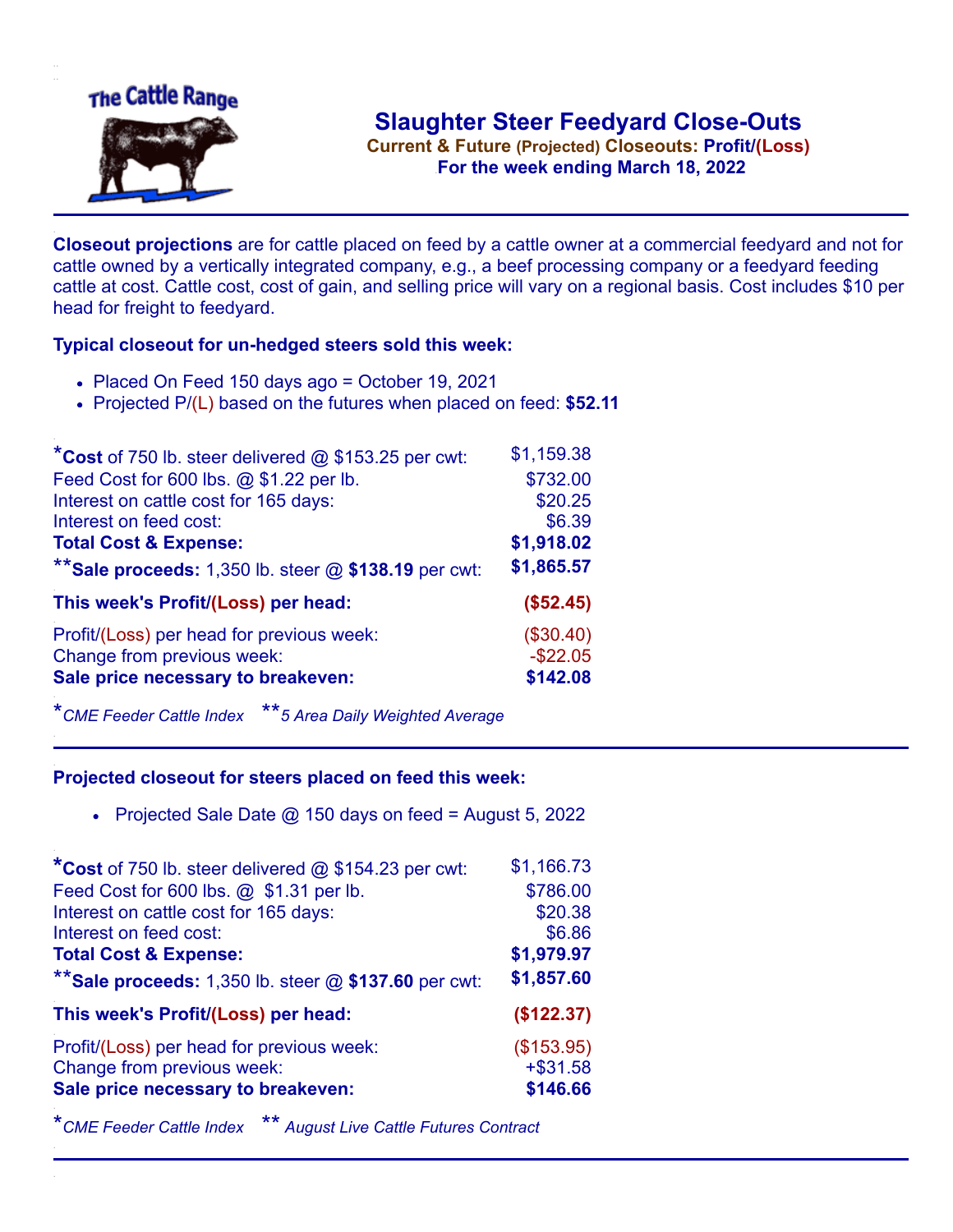The Cattle Range

# Slaughter Steer Feedyard Close-Outs

**Current & Future (Projected) Closeouts: Profit/(Loss)**
**For the week ending March 18, 2022**

**Closeout projections** are for cattle placed on feed by a cattle owner at a commercial feedyard and not for cattle owned by a vertically integrated company, e.g., a beef processing company or a feedyard feeding cattle at cost. Cattle cost, cost of gain, and selling price will vary on a regional basis. Cost includes $10 per head for freight to feedyard.

### Typical closeout for un-hedged steers sold this week:

- Placed On Feed 150 days ago = October 19, 2021
- Projected P/(L) based on the futures when placed on feed: **$52.11**

| | |
|---|---|
| ***Cost** of 750 lb. steer delivered @ $153.25 per cwt: | $1,159.38 |
| Feed Cost for 600 lbs. @ $1.22 per lb. | $732.00 |
| Interest on cattle cost for 165 days: | $20.25 |
| Interest on feed cost: | $6.39 |
| **Total Cost & Expense:** | **$1,918.02** |
| ****Sale proceeds:** 1,350 lb. steer @ **$138.19** per cwt: | **$1,865.57** |
| **This week's Profit/(Loss) per head:** | **($52.45)** |
| Profit/(Loss) per head for previous week: | ($30.40) |
| Change from previous week: | -$22.05 |
| **Sale price necessary to breakeven:** | **$142.08** |

**CME Feeder Cattle Index* ***5 Area Daily Weighted Average*

### Projected closeout for steers placed on feed this week:

- Projected Sale Date @ 150 days on feed = August 5, 2022

| | |
|---|---|
| ***Cost** of 750 lb. steer delivered @ $154.23 per cwt: | $1,166.73 |
| Feed Cost for 600 lbs. @ $1.31 per lb. | $786.00 |
| Interest on cattle cost for 165 days: | $20.38 |
| Interest on feed cost: | $6.86 |
| **Total Cost & Expense:** | **$1,979.97** |
| ****Sale proceeds:** 1,350 lb. steer @ **$137.60** per cwt: | **$1,857.60** |
| **This week's Profit/(Loss) per head:** | **($122.37)** |
| Profit/(Loss) per head for previous week: | ($153.95) |
| Change from previous week: | +$31.58 |
| **Sale price necessary to breakeven:** | **$146.66** |

**CME Feeder Cattle Index* *** August Live Cattle Futures Contract*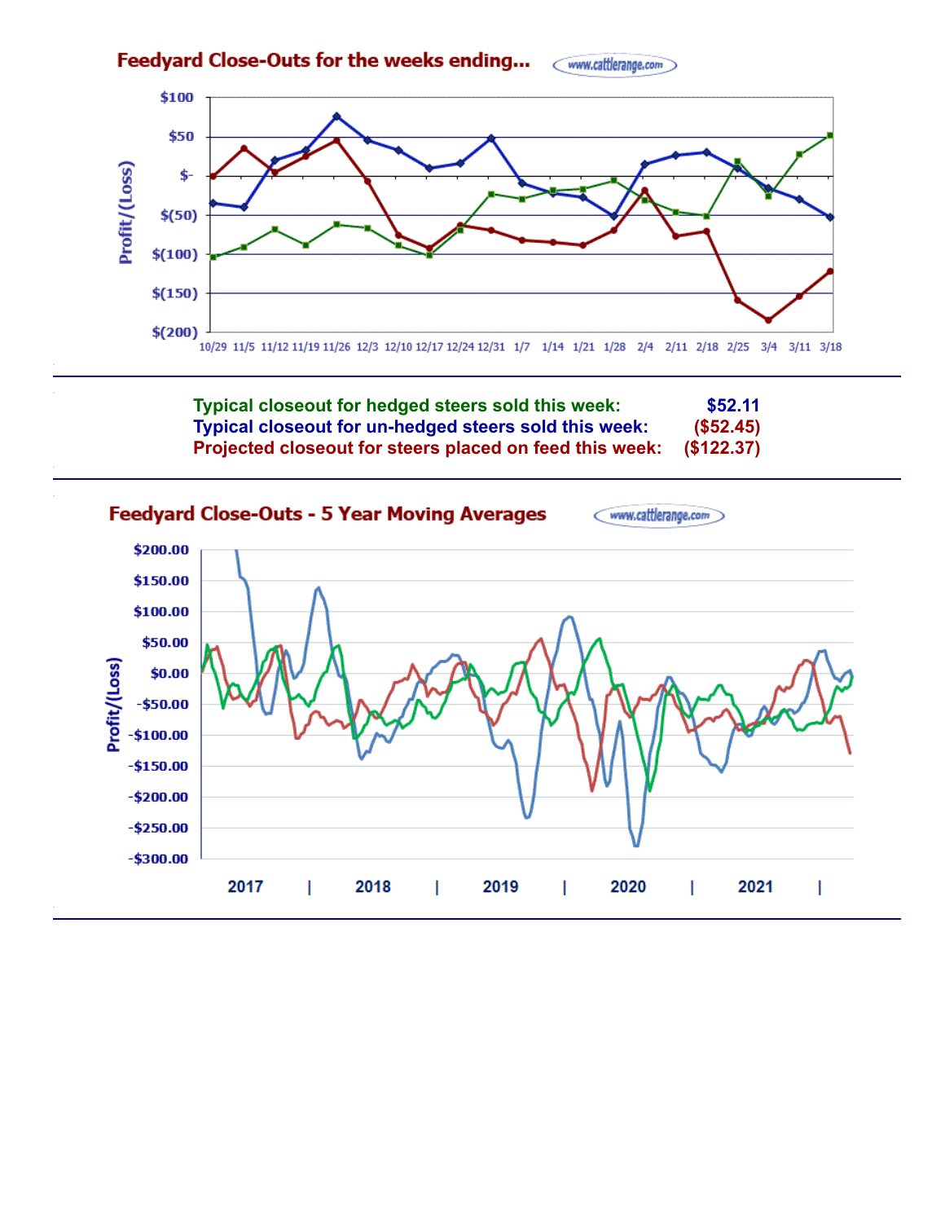## Feedyard Close-Outs for the weeks ending...

www.cattlerange.com

$100
$50
$-
$(50)
$(100)
$(150)
$(200)

Profit/(Loss)

10/29 11/5 11/12 11/19 11/26 12/3 12/10 12/17 12/24 12/31 1/7 1/14 1/21 1/28 2/4 2/11 2/18 2/25 3/4 3/11 3/18

---

| | |
|---|---|
| Typical closeout for hedged steers sold this week: | $52.11 |
| Typical closeout for un-hedged steers sold this week: | ($52.45) |
| Projected closeout for steers placed on feed this week: | ($122.37) |

---

## Feedyard Close-Outs - 5 Year Moving Averages

www.cattlerange.com

$200.00
$150.00
$100.00
$50.00
$0.00
-$50.00
-$100.00
-$150.00
-$200.00
-$250.00
-$300.00

Profit/(Loss)

2017 | 2018 | 2019 | 2020 | 2021 |